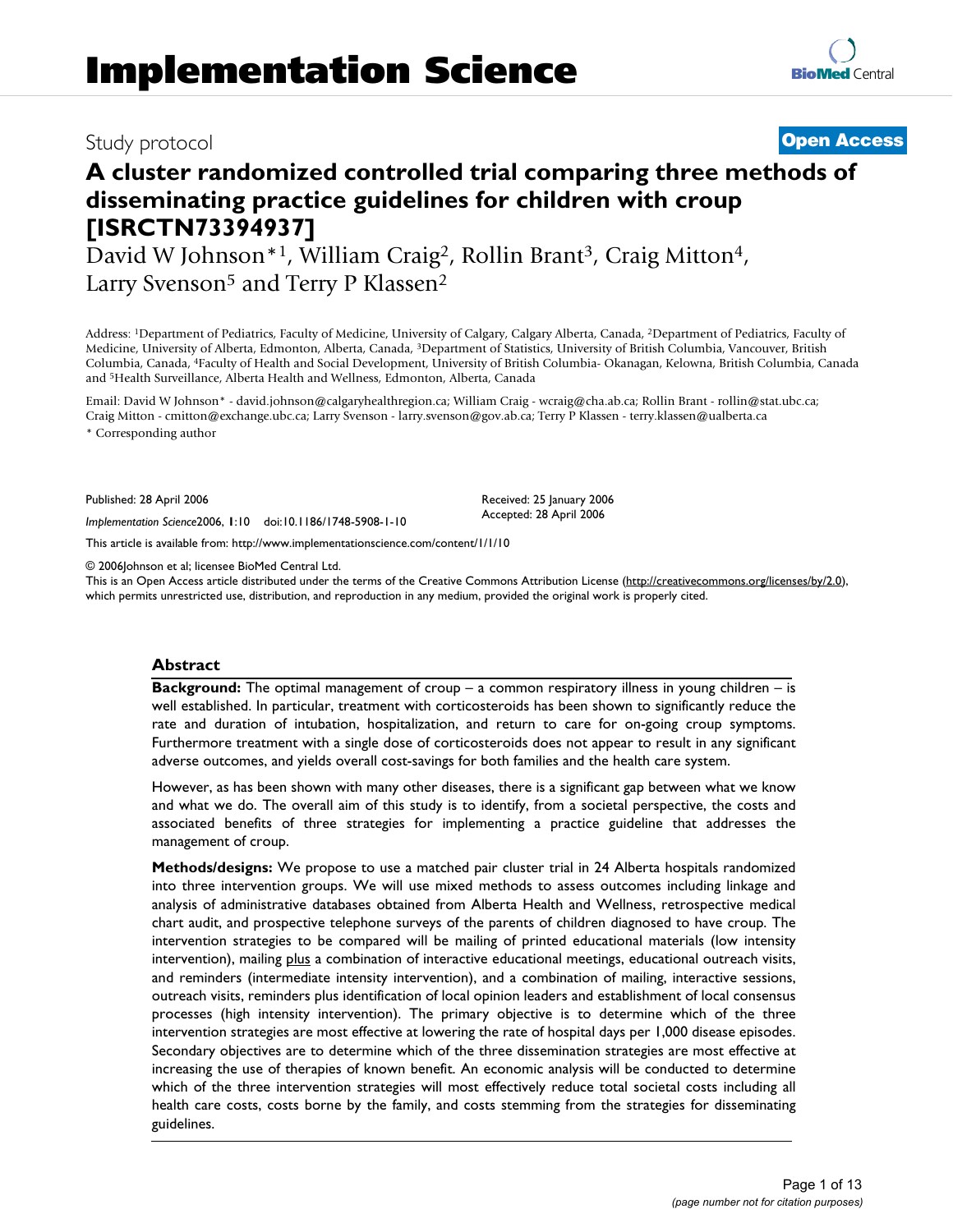# Implementation Science

Study protocol

**Open Access**

# A cluster randomized controlled trial comparing three methods of disseminating practice guidelines for children with croup [ISRCTN73394937]

David W Johnson*[1], William Craig[2], Rollin Brant[3], Craig Mitton[4], Larry Svenson[5] and Terry P Klassen[2]

Address: [1]Department of Pediatrics, Faculty of Medicine, University of Calgary, Calgary Alberta, Canada, [2]Department of Pediatrics, Faculty of Medicine, University of Alberta, Edmonton, Alberta, Canada, [3]Department of Statistics, University of British Columbia, Vancouver, British Columbia, Canada, [4]Faculty of Health and Social Development, University of British Columbia- Okanagan, Kelowna, British Columbia, Canada and [5]Health Surveillance, Alberta Health and Wellness, Edmonton, Alberta, Canada

Email: David W Johnson* - david.johnson@calgaryhealthregion.ca; William Craig - wcraig@cha.ab.ca; Rollin Brant - rollin@stat.ubc.ca; Craig Mitton - cmitton@exchange.ubc.ca; Larry Svenson - larry.svenson@gov.ab.ca; Terry P Klassen - terry.klassen@ualberta.ca

* Corresponding author

Published: 28 April 2006

*Implementation Science*2006, **1**:10 doi:10.1186/1748-5908-1-10

Received: 25 January 2006
Accepted: 28 April 2006

This article is available from: http://www.implementationscience.com/content/1/1/10

© 2006Johnson et al; licensee BioMed Central Ltd.
This is an Open Access article distributed under the terms of the Creative Commons Attribution License (http://creativecommons.org/licenses/by/2.0), which permits unrestricted use, distribution, and reproduction in any medium, provided the original work is properly cited.

## Abstract

**Background:** The optimal management of croup – a common respiratory illness in young children – is well established. In particular, treatment with corticosteroids has been shown to significantly reduce the rate and duration of intubation, hospitalization, and return to care for on-going croup symptoms. Furthermore treatment with a single dose of corticosteroids does not appear to result in any significant adverse outcomes, and yields overall cost-savings for both families and the health care system.

However, as has been shown with many other diseases, there is a significant gap between what we know and what we do. The overall aim of this study is to identify, from a societal perspective, the costs and associated benefits of three strategies for implementing a practice guideline that addresses the management of croup.

**Methods/designs:** We propose to use a matched pair cluster trial in 24 Alberta hospitals randomized into three intervention groups. We will use mixed methods to assess outcomes including linkage and analysis of administrative databases obtained from Alberta Health and Wellness, retrospective medical chart audit, and prospective telephone surveys of the parents of children diagnosed to have croup. The intervention strategies to be compared will be mailing of printed educational materials (low intensity intervention), mailing plus a combination of interactive educational meetings, educational outreach visits, and reminders (intermediate intensity intervention), and a combination of mailing, interactive sessions, outreach visits, reminders plus identification of local opinion leaders and establishment of local consensus processes (high intensity intervention). The primary objective is to determine which of the three intervention strategies are most effective at lowering the rate of hospital days per 1,000 disease episodes. Secondary objectives are to determine which of the three dissemination strategies are most effective at increasing the use of therapies of known benefit. An economic analysis will be conducted to determine which of the three intervention strategies will most effectively reduce total societal costs including all health care costs, costs borne by the family, and costs stemming from the strategies for disseminating guidelines.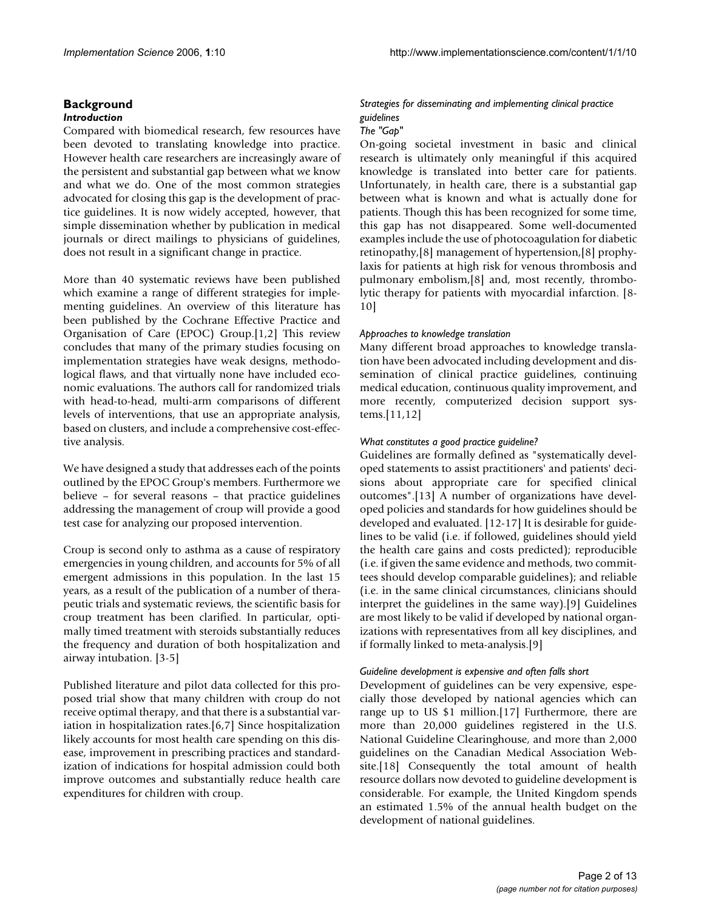## Background

### *Introduction*

Compared with biomedical research, few resources have been devoted to translating knowledge into practice. However health care researchers are increasingly aware of the persistent and substantial gap between what we know and what we do. One of the most common strategies advocated for closing this gap is the development of practice guidelines. It is now widely accepted, however, that simple dissemination whether by publication in medical journals or direct mailings to physicians of guidelines, does not result in a significant change in practice.

More than 40 systematic reviews have been published which examine a range of different strategies for implementing guidelines. An overview of this literature has been published by the Cochrane Effective Practice and Organisation of Care (EPOC) Group.[1,2] This review concludes that many of the primary studies focusing on implementation strategies have weak designs, methodological flaws, and that virtually none have included economic evaluations. The authors call for randomized trials with head-to-head, multi-arm comparisons of different levels of interventions, that use an appropriate analysis, based on clusters, and include a comprehensive cost-effective analysis.

We have designed a study that addresses each of the points outlined by the EPOC Group's members. Furthermore we believe – for several reasons – that practice guidelines addressing the management of croup will provide a good test case for analyzing our proposed intervention.

Croup is second only to asthma as a cause of respiratory emergencies in young children, and accounts for 5% of all emergent admissions in this population. In the last 15 years, as a result of the publication of a number of therapeutic trials and systematic reviews, the scientific basis for croup treatment has been clarified. In particular, optimally timed treatment with steroids substantially reduces the frequency and duration of both hospitalization and airway intubation. [3-5]

Published literature and pilot data collected for this proposed trial show that many children with croup do not receive optimal therapy, and that there is a substantial variation in hospitalization rates.[6,7] Since hospitalization likely accounts for most health care spending on this disease, improvement in prescribing practices and standardization of indications for hospital admission could both improve outcomes and substantially reduce health care expenditures for children with croup.

### *Strategies for disseminating and implementing clinical practice guidelines*

#### *The "Gap"*

On-going societal investment in basic and clinical research is ultimately only meaningful if this acquired knowledge is translated into better care for patients. Unfortunately, in health care, there is a substantial gap between what is known and what is actually done for patients. Though this has been recognized for some time, this gap has not disappeared. Some well-documented examples include the use of photocoagulation for diabetic retinopathy,[8] management of hypertension,[8] prophylaxis for patients at high risk for venous thrombosis and pulmonary embolism,[8] and, most recently, thrombolytic therapy for patients with myocardial infarction. [8-10]

#### *Approaches to knowledge translation*

Many different broad approaches to knowledge translation have been advocated including development and dissemination of clinical practice guidelines, continuing medical education, continuous quality improvement, and more recently, computerized decision support systems.[11,12]

#### *What constitutes a good practice guideline?*

Guidelines are formally defined as "systematically developed statements to assist practitioners' and patients' decisions about appropriate care for specified clinical outcomes".[13] A number of organizations have developed policies and standards for how guidelines should be developed and evaluated. [12-17] It is desirable for guidelines to be valid (i.e. if followed, guidelines should yield the health care gains and costs predicted); reproducible (i.e. if given the same evidence and methods, two committees should develop comparable guidelines); and reliable (i.e. in the same clinical circumstances, clinicians should interpret the guidelines in the same way).[9] Guidelines are most likely to be valid if developed by national organizations with representatives from all key disciplines, and if formally linked to meta-analysis.[9]

#### *Guideline development is expensive and often falls short*

Development of guidelines can be very expensive, especially those developed by national agencies which can range up to US $1 million.[17] Furthermore, there are more than 20,000 guidelines registered in the U.S. National Guideline Clearinghouse, and more than 2,000 guidelines on the Canadian Medical Association Website.[18] Consequently the total amount of health resource dollars now devoted to guideline development is considerable. For example, the United Kingdom spends an estimated 1.5% of the annual health budget on the development of national guidelines.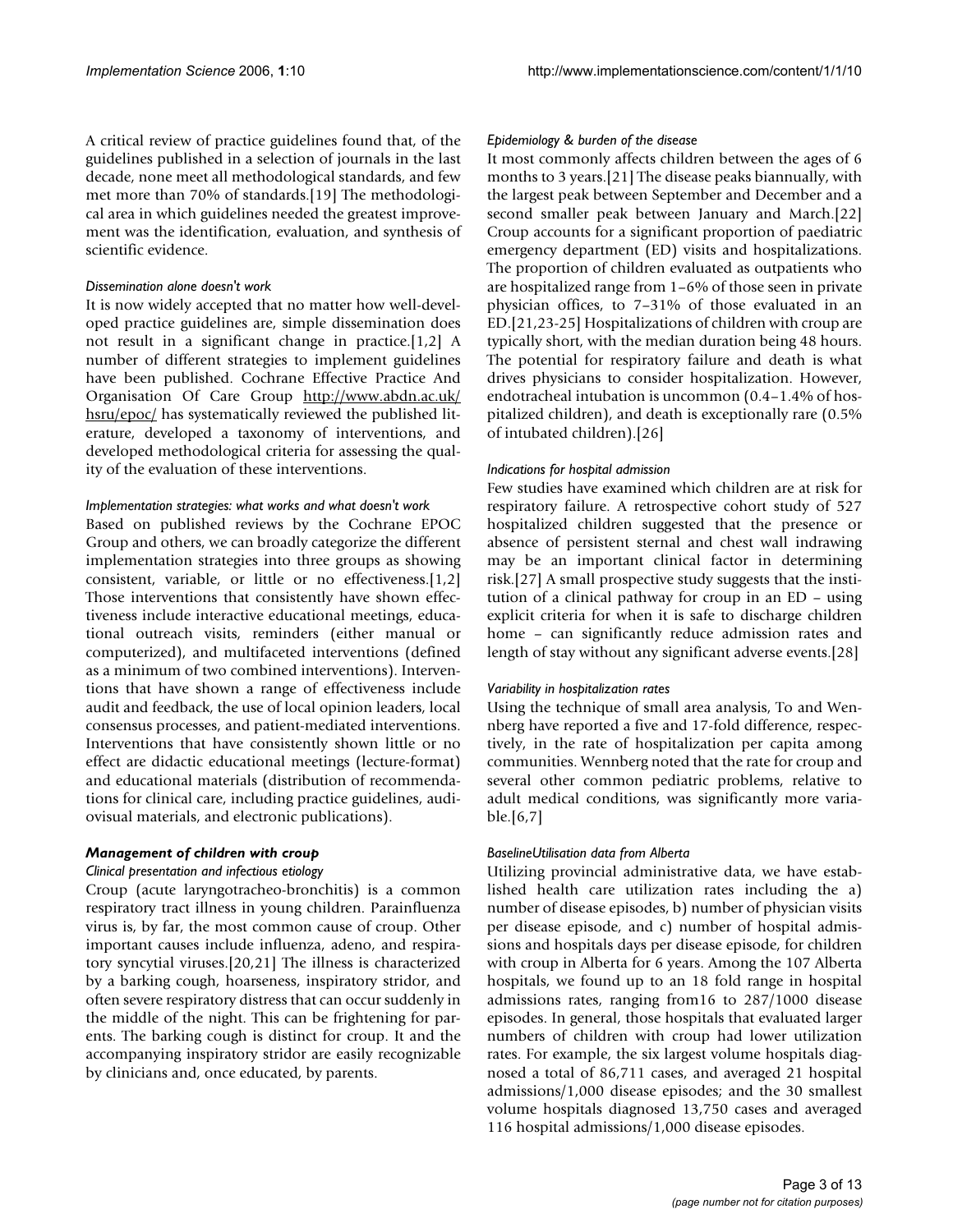A critical review of practice guidelines found that, of the guidelines published in a selection of journals in the last decade, none meet all methodological standards, and few met more than 70% of standards.[19] The methodological area in which guidelines needed the greatest improvement was the identification, evaluation, and synthesis of scientific evidence.

#### *Dissemination alone doesn't work*

It is now widely accepted that no matter how well-developed practice guidelines are, simple dissemination does not result in a significant change in practice.[1,2] A number of different strategies to implement guidelines have been published. Cochrane Effective Practice And Organisation Of Care Group http://www.abdn.ac.uk/hsru/epoc/ has systematically reviewed the published literature, developed a taxonomy of interventions, and developed methodological criteria for assessing the quality of the evaluation of these interventions.

#### *Implementation strategies: what works and what doesn't work*

Based on published reviews by the Cochrane EPOC Group and others, we can broadly categorize the different implementation strategies into three groups as showing consistent, variable, or little or no effectiveness.[1,2] Those interventions that consistently have shown effectiveness include interactive educational meetings, educational outreach visits, reminders (either manual or computerized), and multifaceted interventions (defined as a minimum of two combined interventions). Interventions that have shown a range of effectiveness include audit and feedback, the use of local opinion leaders, local consensus processes, and patient-mediated interventions. Interventions that have consistently shown little or no effect are didactic educational meetings (lecture-format) and educational materials (distribution of recommendations for clinical care, including practice guidelines, audiovisual materials, and electronic publications).

### *Management of children with croup*

#### *Clinical presentation and infectious etiology*

Croup (acute laryngotracheo-bronchitis) is a common respiratory tract illness in young children. Parainfluenza virus is, by far, the most common cause of croup. Other important causes include influenza, adeno, and respiratory syncytial viruses.[20,21] The illness is characterized by a barking cough, hoarseness, inspiratory stridor, and often severe respiratory distress that can occur suddenly in the middle of the night. This can be frightening for parents. The barking cough is distinct for croup. It and the accompanying inspiratory stridor are easily recognizable by clinicians and, once educated, by parents.

#### *Epidemiology & burden of the disease*

It most commonly affects children between the ages of 6 months to 3 years.[21] The disease peaks biannually, with the largest peak between September and December and a second smaller peak between January and March.[22] Croup accounts for a significant proportion of paediatric emergency department (ED) visits and hospitalizations. The proportion of children evaluated as outpatients who are hospitalized range from 1–6% of those seen in private physician offices, to 7–31% of those evaluated in an ED.[21,23-25] Hospitalizations of children with croup are typically short, with the median duration being 48 hours. The potential for respiratory failure and death is what drives physicians to consider hospitalization. However, endotracheal intubation is uncommon (0.4–1.4% of hospitalized children), and death is exceptionally rare (0.5% of intubated children).[26]

#### *Indications for hospital admission*

Few studies have examined which children are at risk for respiratory failure. A retrospective cohort study of 527 hospitalized children suggested that the presence or absence of persistent sternal and chest wall indrawing may be an important clinical factor in determining risk.[27] A small prospective study suggests that the institution of a clinical pathway for croup in an ED – using explicit criteria for when it is safe to discharge children home – can significantly reduce admission rates and length of stay without any significant adverse events.[28]

#### *Variability in hospitalization rates*

Using the technique of small area analysis, To and Wennberg have reported a five and 17-fold difference, respectively, in the rate of hospitalization per capita among communities. Wennberg noted that the rate for croup and several other common pediatric problems, relative to adult medical conditions, was significantly more variable.[6,7]

#### *BaselineUtilisation data from Alberta*

Utilizing provincial administrative data, we have established health care utilization rates including the a) number of disease episodes, b) number of physician visits per disease episode, and c) number of hospital admissions and hospitals days per disease episode, for children with croup in Alberta for 6 years. Among the 107 Alberta hospitals, we found up to an 18 fold range in hospital admissions rates, ranging from16 to 287/1000 disease episodes. In general, those hospitals that evaluated larger numbers of children with croup had lower utilization rates. For example, the six largest volume hospitals diagnosed a total of 86,711 cases, and averaged 21 hospital admissions/1,000 disease episodes; and the 30 smallest volume hospitals diagnosed 13,750 cases and averaged 116 hospital admissions/1,000 disease episodes.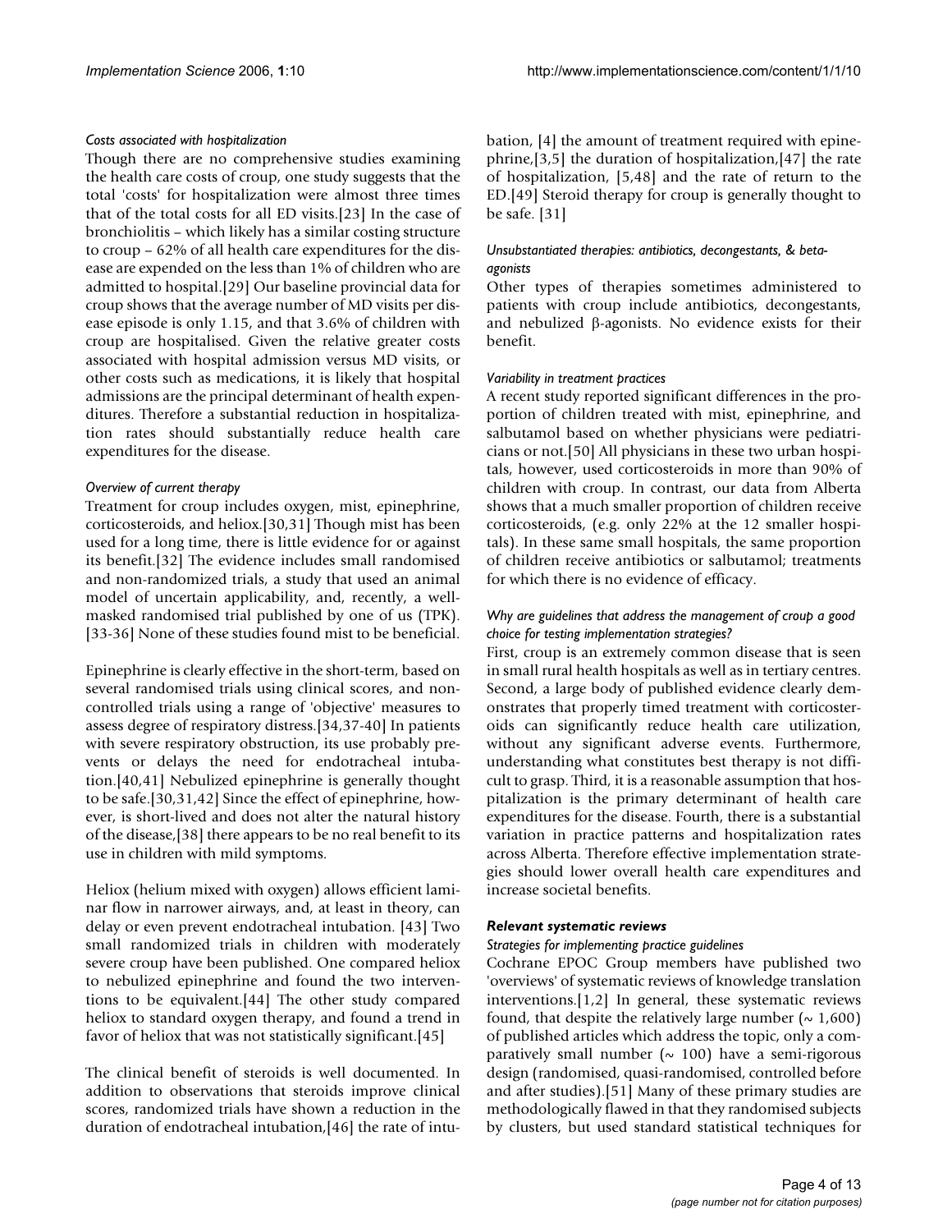*Costs associated with hospitalization*

Though there are no comprehensive studies examining the health care costs of croup, one study suggests that the total 'costs' for hospitalization were almost three times that of the total costs for all ED visits.[23] In the case of bronchiolitis – which likely has a similar costing structure to croup – 62% of all health care expenditures for the disease are expended on the less than 1% of children who are admitted to hospital.[29] Our baseline provincial data for croup shows that the average number of MD visits per disease episode is only 1.15, and that 3.6% of children with croup are hospitalised. Given the relative greater costs associated with hospital admission versus MD visits, or other costs such as medications, it is likely that hospital admissions are the principal determinant of health expenditures. Therefore a substantial reduction in hospitalization rates should substantially reduce health care expenditures for the disease.

*Overview of current therapy*

Treatment for croup includes oxygen, mist, epinephrine, corticosteroids, and heliox.[30,31] Though mist has been used for a long time, there is little evidence for or against its benefit.[32] The evidence includes small randomised and non-randomized trials, a study that used an animal model of uncertain applicability, and, recently, a well-masked randomised trial published by one of us (TPK).[33-36] None of these studies found mist to be beneficial.

Epinephrine is clearly effective in the short-term, based on several randomised trials using clinical scores, and non-controlled trials using a range of 'objective' measures to assess degree of respiratory distress.[34,37-40] In patients with severe respiratory obstruction, its use probably prevents or delays the need for endotracheal intubation.[40,41] Nebulized epinephrine is generally thought to be safe.[30,31,42] Since the effect of epinephrine, however, is short-lived and does not alter the natural history of the disease,[38] there appears to be no real benefit to its use in children with mild symptoms.

Heliox (helium mixed with oxygen) allows efficient laminar flow in narrower airways, and, at least in theory, can delay or even prevent endotracheal intubation. [43] Two small randomized trials in children with moderately severe croup have been published. One compared heliox to nebulized epinephrine and found the two interventions to be equivalent.[44] The other study compared heliox to standard oxygen therapy, and found a trend in favor of heliox that was not statistically significant.[45]

The clinical benefit of steroids is well documented. In addition to observations that steroids improve clinical scores, randomized trials have shown a reduction in the duration of endotracheal intubation,[46] the rate of intubation, [4] the amount of treatment required with epinephrine,[3,5] the duration of hospitalization,[47] the rate of hospitalization, [5,48] and the rate of return to the ED.[49] Steroid therapy for croup is generally thought to be safe. [31]

*Unsubstantiated therapies: antibiotics, decongestants, & beta-agonists*

Other types of therapies sometimes administered to patients with croup include antibiotics, decongestants, and nebulized β-agonists. No evidence exists for their benefit.

*Variability in treatment practices*

A recent study reported significant differences in the proportion of children treated with mist, epinephrine, and salbutamol based on whether physicians were pediatricians or not.[50] All physicians in these two urban hospitals, however, used corticosteroids in more than 90% of children with croup. In contrast, our data from Alberta shows that a much smaller proportion of children receive corticosteroids, (e.g. only 22% at the 12 smaller hospitals). In these same small hospitals, the same proportion of children receive antibiotics or salbutamol; treatments for which there is no evidence of efficacy.

*Why are guidelines that address the management of croup a good choice for testing implementation strategies?*

First, croup is an extremely common disease that is seen in small rural health hospitals as well as in tertiary centres. Second, a large body of published evidence clearly demonstrates that properly timed treatment with corticosteroids can significantly reduce health care utilization, without any significant adverse events. Furthermore, understanding what constitutes best therapy is not difficult to grasp. Third, it is a reasonable assumption that hospitalization is the primary determinant of health care expenditures for the disease. Fourth, there is a substantial variation in practice patterns and hospitalization rates across Alberta. Therefore effective implementation strategies should lower overall health care expenditures and increase societal benefits.

### Relevant systematic reviews

*Strategies for implementing practice guidelines*

Cochrane EPOC Group members have published two 'overviews' of systematic reviews of knowledge translation interventions.[1,2] In general, these systematic reviews found, that despite the relatively large number (~ 1,600) of published articles which address the topic, only a comparatively small number (~ 100) have a semi-rigorous design (randomised, quasi-randomised, controlled before and after studies).[51] Many of these primary studies are methodologically flawed in that they randomised subjects by clusters, but used standard statistical techniques for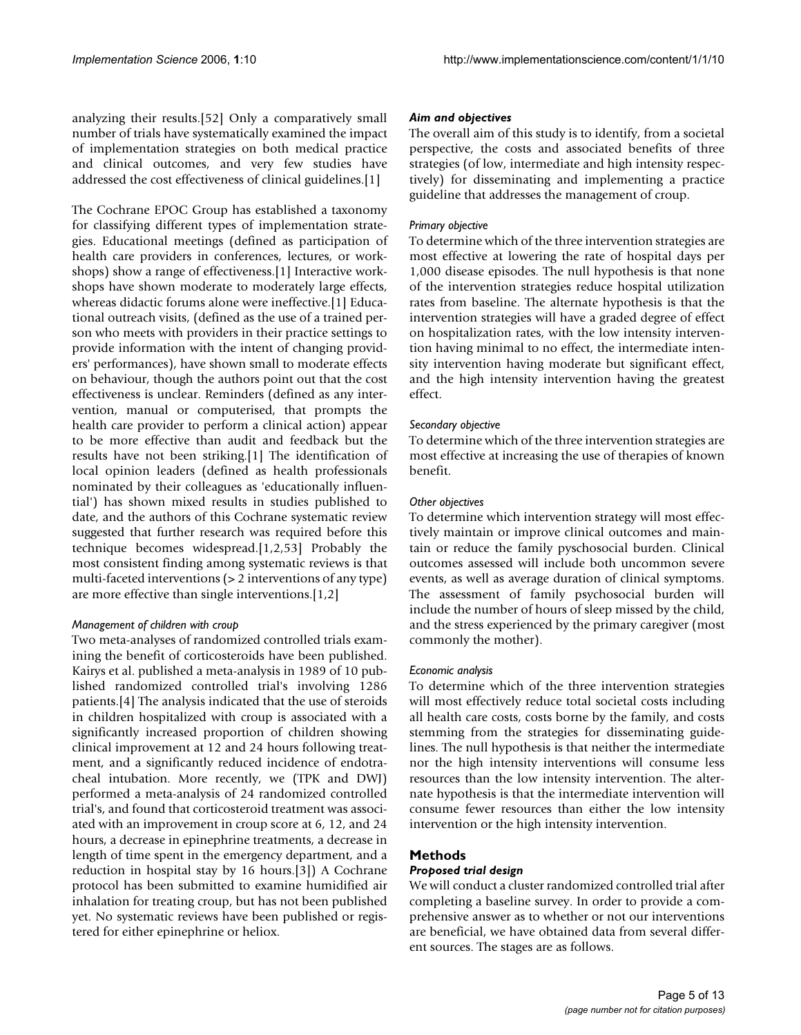analyzing their results.[52] Only a comparatively small number of trials have systematically examined the impact of implementation strategies on both medical practice and clinical outcomes, and very few studies have addressed the cost effectiveness of clinical guidelines.[1]

The Cochrane EPOC Group has established a taxonomy for classifying different types of implementation strategies. Educational meetings (defined as participation of health care providers in conferences, lectures, or workshops) show a range of effectiveness.[1] Interactive workshops have shown moderate to moderately large effects, whereas didactic forums alone were ineffective.[1] Educational outreach visits, (defined as the use of a trained person who meets with providers in their practice settings to provide information with the intent of changing providers' performances), have shown small to moderate effects on behaviour, though the authors point out that the cost effectiveness is unclear. Reminders (defined as any intervention, manual or computerised, that prompts the health care provider to perform a clinical action) appear to be more effective than audit and feedback but the results have not been striking.[1] The identification of local opinion leaders (defined as health professionals nominated by their colleagues as 'educationally influential') has shown mixed results in studies published to date, and the authors of this Cochrane systematic review suggested that further research was required before this technique becomes widespread.[1,2,53] Probably the most consistent finding among systematic reviews is that multi-faceted interventions (> 2 interventions of any type) are more effective than single interventions.[1,2]

#### *Management of children with croup*

Two meta-analyses of randomized controlled trials examining the benefit of corticosteroids have been published. Kairys et al. published a meta-analysis in 1989 of 10 published randomized controlled trial's involving 1286 patients.[4] The analysis indicated that the use of steroids in children hospitalized with croup is associated with a significantly increased proportion of children showing clinical improvement at 12 and 24 hours following treatment, and a significantly reduced incidence of endotracheal intubation. More recently, we (TPK and DWJ) performed a meta-analysis of 24 randomized controlled trial's, and found that corticosteroid treatment was associated with an improvement in croup score at 6, 12, and 24 hours, a decrease in epinephrine treatments, a decrease in length of time spent in the emergency department, and a reduction in hospital stay by 16 hours.[3]) A Cochrane protocol has been submitted to examine humidified air inhalation for treating croup, but has not been published yet. No systematic reviews have been published or registered for either epinephrine or heliox.

### *Aim and objectives*

The overall aim of this study is to identify, from a societal perspective, the costs and associated benefits of three strategies (of low, intermediate and high intensity respectively) for disseminating and implementing a practice guideline that addresses the management of croup.

#### *Primary objective*

To determine which of the three intervention strategies are most effective at lowering the rate of hospital days per 1,000 disease episodes. The null hypothesis is that none of the intervention strategies reduce hospital utilization rates from baseline. The alternate hypothesis is that the intervention strategies will have a graded degree of effect on hospitalization rates, with the low intensity intervention having minimal to no effect, the intermediate intensity intervention having moderate but significant effect, and the high intensity intervention having the greatest effect.

#### *Secondary objective*

To determine which of the three intervention strategies are most effective at increasing the use of therapies of known benefit.

#### *Other objectives*

To determine which intervention strategy will most effectively maintain or improve clinical outcomes and maintain or reduce the family pyschosocial burden. Clinical outcomes assessed will include both uncommon severe events, as well as average duration of clinical symptoms. The assessment of family psychosocial burden will include the number of hours of sleep missed by the child, and the stress experienced by the primary caregiver (most commonly the mother).

#### *Economic analysis*

To determine which of the three intervention strategies will most effectively reduce total societal costs including all health care costs, costs borne by the family, and costs stemming from the strategies for disseminating guidelines. The null hypothesis is that neither the intermediate nor the high intensity interventions will consume less resources than the low intensity intervention. The alternate hypothesis is that the intermediate intervention will consume fewer resources than either the low intensity intervention or the high intensity intervention.

## Methods

### *Proposed trial design*

We will conduct a cluster randomized controlled trial after completing a baseline survey. In order to provide a comprehensive answer as to whether or not our interventions are beneficial, we have obtained data from several different sources. The stages are as follows.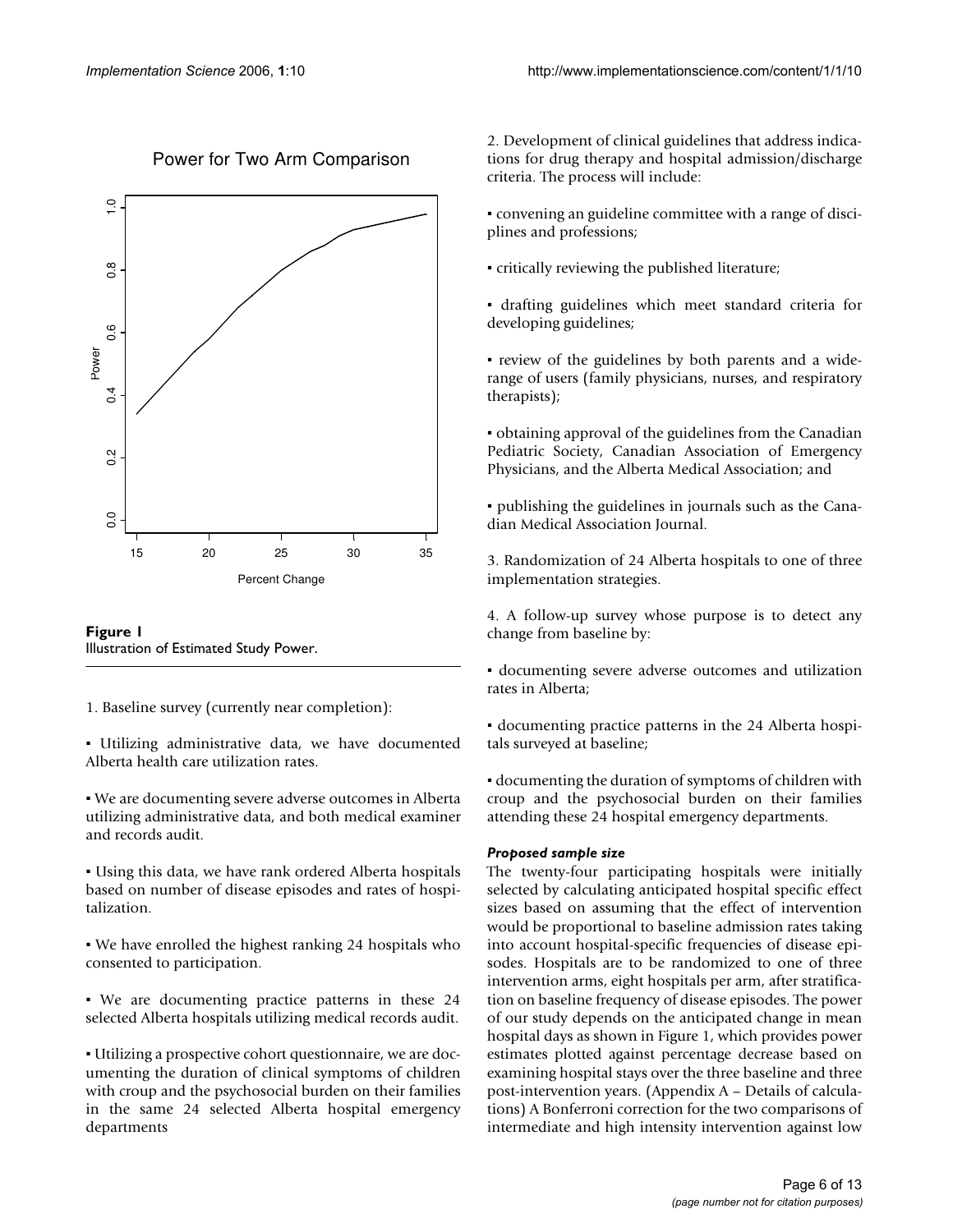**Figure 1**
Illustration of Estimated Study Power.

1. Baseline survey (currently near completion):

▪ Utilizing administrative data, we have documented Alberta health care utilization rates.

▪ We are documenting severe adverse outcomes in Alberta utilizing administrative data, and both medical examiner and records audit.

▪ Using this data, we have rank ordered Alberta hospitals based on number of disease episodes and rates of hospitalization.

▪ We have enrolled the highest ranking 24 hospitals who consented to participation.

▪ We are documenting practice patterns in these 24 selected Alberta hospitals utilizing medical records audit.

▪ Utilizing a prospective cohort questionnaire, we are documenting the duration of clinical symptoms of children with croup and the psychosocial burden on their families in the same 24 selected Alberta hospital emergency departments

2. Development of clinical guidelines that address indications for drug therapy and hospital admission/discharge criteria. The process will include:

▪ convening an guideline committee with a range of disciplines and professions;

▪ critically reviewing the published literature;

▪ drafting guidelines which meet standard criteria for developing guidelines;

▪ review of the guidelines by both parents and a wide-range of users (family physicians, nurses, and respiratory therapists);

▪ obtaining approval of the guidelines from the Canadian Pediatric Society, Canadian Association of Emergency Physicians, and the Alberta Medical Association; and

▪ publishing the guidelines in journals such as the Canadian Medical Association Journal.

3. Randomization of 24 Alberta hospitals to one of three implementation strategies.

4. A follow-up survey whose purpose is to detect any change from baseline by:

▪ documenting severe adverse outcomes and utilization rates in Alberta;

▪ documenting practice patterns in the 24 Alberta hospitals surveyed at baseline;

▪ documenting the duration of symptoms of children with croup and the psychosocial burden on their families attending these 24 hospital emergency departments.

### *Proposed sample size*

The twenty-four participating hospitals were initially selected by calculating anticipated hospital specific effect sizes based on assuming that the effect of intervention would be proportional to baseline admission rates taking into account hospital-specific frequencies of disease episodes. Hospitals are to be randomized to one of three intervention arms, eight hospitals per arm, after stratification on baseline frequency of disease episodes. The power of our study depends on the anticipated change in mean hospital days as shown in Figure 1, which provides power estimates plotted against percentage decrease based on examining hospital stays over the three baseline and three post-intervention years. (Appendix A – Details of calculations) A Bonferroni correction for the two comparisons of intermediate and high intensity intervention against low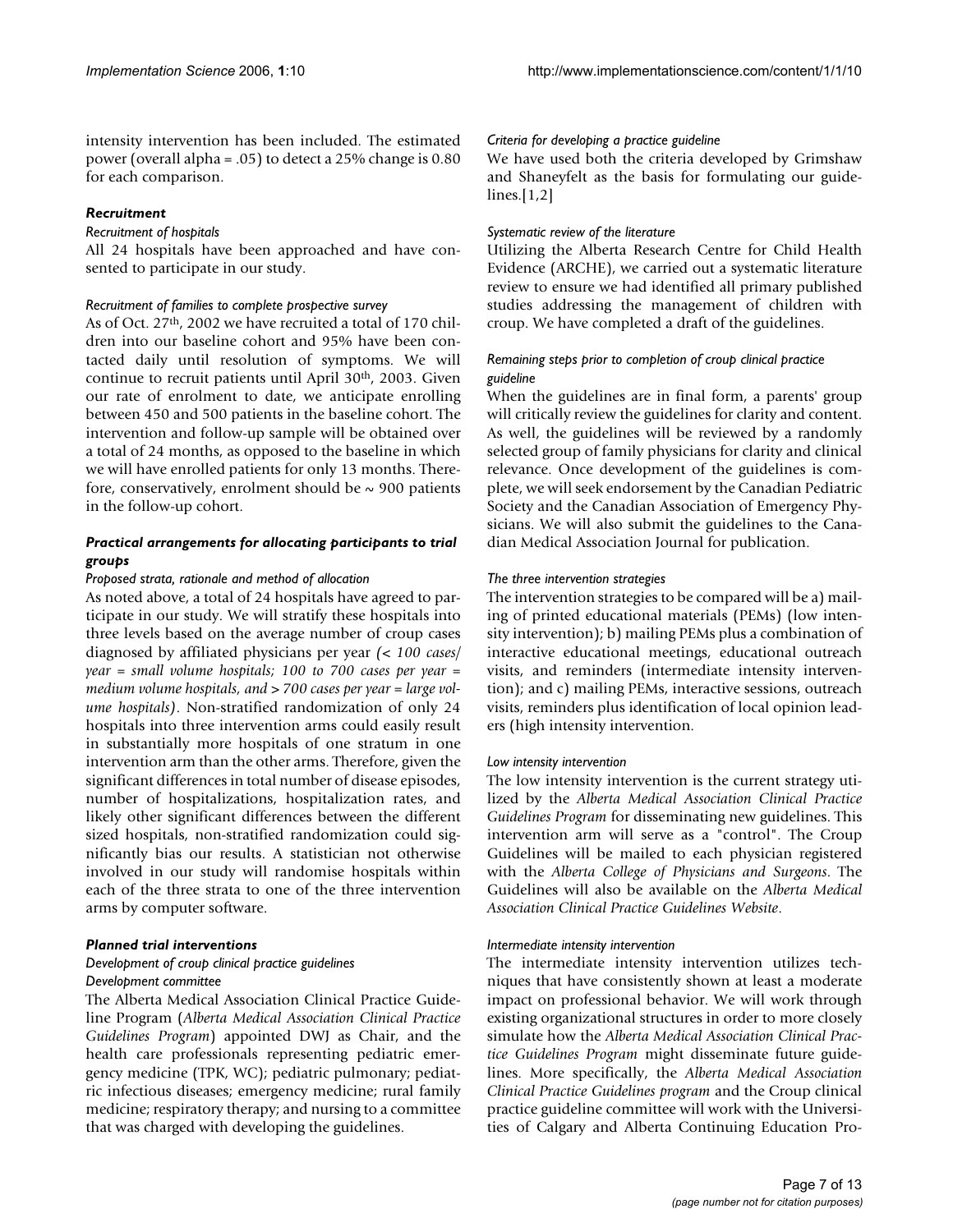intensity intervention has been included. The estimated power (overall alpha = .05) to detect a 25% change is 0.80 for each comparison.

### Recruitment

#### *Recruitment of hospitals*

All 24 hospitals have been approached and have consented to participate in our study.

#### *Recruitment of families to complete prospective survey*

As of Oct. 27th, 2002 we have recruited a total of 170 children into our baseline cohort and 95% have been contacted daily until resolution of symptoms. We will continue to recruit patients until April 30th, 2003. Given our rate of enrolment to date, we anticipate enrolling between 450 and 500 patients in the baseline cohort. The intervention and follow-up sample will be obtained over a total of 24 months, as opposed to the baseline in which we will have enrolled patients for only 13 months. Therefore, conservatively, enrolment should be ~ 900 patients in the follow-up cohort.

### Practical arrangements for allocating participants to trial groups

#### *Proposed strata, rationale and method of allocation*

As noted above, a total of 24 hospitals have agreed to participate in our study. We will stratify these hospitals into three levels based on the average number of croup cases diagnosed by affiliated physicians per year *(< 100 cases/year = small volume hospitals; 100 to 700 cases per year = medium volume hospitals, and > 700 cases per year = large volume hospitals)*. Non-stratified randomization of only 24 hospitals into three intervention arms could easily result in substantially more hospitals of one stratum in one intervention arm than the other arms. Therefore, given the significant differences in total number of disease episodes, number of hospitalizations, hospitalization rates, and likely other significant differences between the different sized hospitals, non-stratified randomization could significantly bias our results. A statistician not otherwise involved in our study will randomise hospitals within each of the three strata to one of the three intervention arms by computer software.

### Planned trial interventions

#### *Development of croup clinical practice guidelines*

#### *Development committee*

The Alberta Medical Association Clinical Practice Guideline Program (*Alberta Medical Association Clinical Practice Guidelines Program*) appointed DWJ as Chair, and the health care professionals representing pediatric emergency medicine (TPK, WC); pediatric pulmonary; pediatric infectious diseases; emergency medicine; rural family medicine; respiratory therapy; and nursing to a committee that was charged with developing the guidelines.

#### *Criteria for developing a practice guideline*

We have used both the criteria developed by Grimshaw and Shaneyfelt as the basis for formulating our guidelines.[1,2]

#### *Systematic review of the literature*

Utilizing the Alberta Research Centre for Child Health Evidence (ARCHE), we carried out a systematic literature review to ensure we had identified all primary published studies addressing the management of children with croup. We have completed a draft of the guidelines.

#### *Remaining steps prior to completion of croup clinical practice guideline*

When the guidelines are in final form, a parents' group will critically review the guidelines for clarity and content. As well, the guidelines will be reviewed by a randomly selected group of family physicians for clarity and clinical relevance. Once development of the guidelines is complete, we will seek endorsement by the Canadian Pediatric Society and the Canadian Association of Emergency Physicians. We will also submit the guidelines to the Canadian Medical Association Journal for publication.

#### *The three intervention strategies*

The intervention strategies to be compared will be a) mailing of printed educational materials (PEMs) (low intensity intervention); b) mailing PEMs plus a combination of interactive educational meetings, educational outreach visits, and reminders (intermediate intensity intervention); and c) mailing PEMs, interactive sessions, outreach visits, reminders plus identification of local opinion leaders (high intensity intervention.

#### *Low intensity intervention*

The low intensity intervention is the current strategy utilized by the *Alberta Medical Association Clinical Practice Guidelines Program* for disseminating new guidelines. This intervention arm will serve as a "control". The Croup Guidelines will be mailed to each physician registered with the *Alberta College of Physicians and Surgeons*. The Guidelines will also be available on the *Alberta Medical Association Clinical Practice Guidelines Website*.

#### *Intermediate intensity intervention*

The intermediate intensity intervention utilizes techniques that have consistently shown at least a moderate impact on professional behavior. We will work through existing organizational structures in order to more closely simulate how the *Alberta Medical Association Clinical Practice Guidelines Program* might disseminate future guidelines. More specifically, the *Alberta Medical Association Clinical Practice Guidelines program* and the Croup clinical practice guideline committee will work with the Universities of Calgary and Alberta Continuing Education Pro-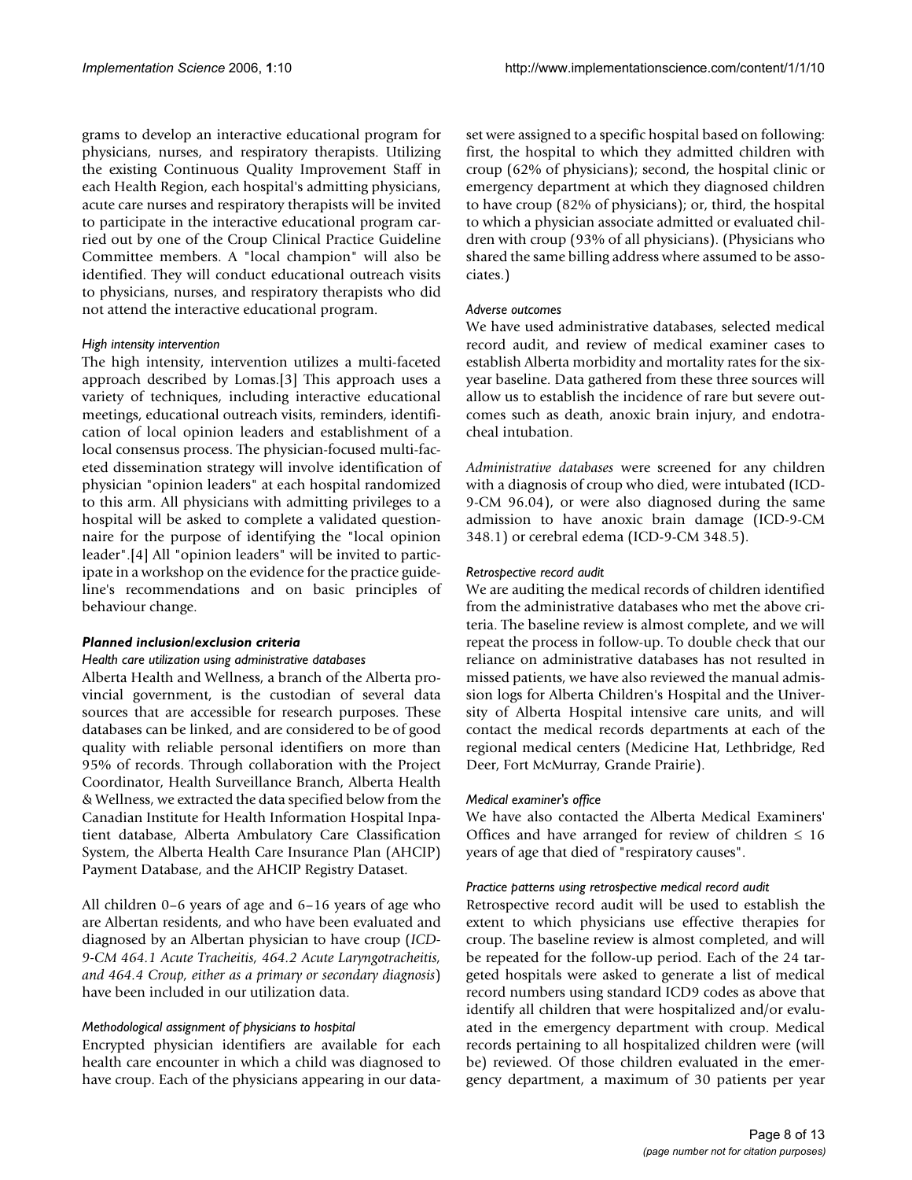grams to develop an interactive educational program for physicians, nurses, and respiratory therapists. Utilizing the existing Continuous Quality Improvement Staff in each Health Region, each hospital's admitting physicians, acute care nurses and respiratory therapists will be invited to participate in the interactive educational program carried out by one of the Croup Clinical Practice Guideline Committee members. A "local champion" will also be identified. They will conduct educational outreach visits to physicians, nurses, and respiratory therapists who did not attend the interactive educational program.

#### *High intensity intervention*

The high intensity, intervention utilizes a multi-faceted approach described by Lomas.[3] This approach uses a variety of techniques, including interactive educational meetings, educational outreach visits, reminders, identification of local opinion leaders and establishment of a local consensus process. The physician-focused multi-faceted dissemination strategy will involve identification of physician "opinion leaders" at each hospital randomized to this arm. All physicians with admitting privileges to a hospital will be asked to complete a validated questionnaire for the purpose of identifying the "local opinion leader".[4] All "opinion leaders" will be invited to participate in a workshop on the evidence for the practice guideline's recommendations and on basic principles of behaviour change.

### ***Planned inclusion/exclusion criteria***

#### *Health care utilization using administrative databases*

Alberta Health and Wellness, a branch of the Alberta provincial government, is the custodian of several data sources that are accessible for research purposes. These databases can be linked, and are considered to be of good quality with reliable personal identifiers on more than 95% of records. Through collaboration with the Project Coordinator, Health Surveillance Branch, Alberta Health & Wellness, we extracted the data specified below from the Canadian Institute for Health Information Hospital Inpatient database, Alberta Ambulatory Care Classification System, the Alberta Health Care Insurance Plan (AHCIP) Payment Database, and the AHCIP Registry Dataset.

All children 0–6 years of age and 6–16 years of age who are Albertan residents, and who have been evaluated and diagnosed by an Albertan physician to have croup (*ICD-9-CM 464.1 Acute Tracheitis, 464.2 Acute Laryngotracheitis, and 464.4 Croup, either as a primary or secondary diagnosis*) have been included in our utilization data.

#### *Methodological assignment of physicians to hospital*

Encrypted physician identifiers are available for each health care encounter in which a child was diagnosed to have croup. Each of the physicians appearing in our dataset were assigned to a specific hospital based on following: first, the hospital to which they admitted children with croup (62% of physicians); second, the hospital clinic or emergency department at which they diagnosed children to have croup (82% of physicians); or, third, the hospital to which a physician associate admitted or evaluated children with croup (93% of all physicians). (Physicians who shared the same billing address where assumed to be associates.)

#### *Adverse outcomes*

We have used administrative databases, selected medical record audit, and review of medical examiner cases to establish Alberta morbidity and mortality rates for the six-year baseline. Data gathered from these three sources will allow us to establish the incidence of rare but severe outcomes such as death, anoxic brain injury, and endotracheal intubation.

*Administrative databases* were screened for any children with a diagnosis of croup who died, were intubated (ICD-9-CM 96.04), or were also diagnosed during the same admission to have anoxic brain damage (ICD-9-CM 348.1) or cerebral edema (ICD-9-CM 348.5).

#### *Retrospective record audit*

We are auditing the medical records of children identified from the administrative databases who met the above criteria. The baseline review is almost complete, and we will repeat the process in follow-up. To double check that our reliance on administrative databases has not resulted in missed patients, we have also reviewed the manual admission logs for Alberta Children's Hospital and the University of Alberta Hospital intensive care units, and will contact the medical records departments at each of the regional medical centers (Medicine Hat, Lethbridge, Red Deer, Fort McMurray, Grande Prairie).

#### *Medical examiner's office*

We have also contacted the Alberta Medical Examiners' Offices and have arranged for review of children ≤ 16 years of age that died of "respiratory causes".

#### *Practice patterns using retrospective medical record audit*

Retrospective record audit will be used to establish the extent to which physicians use effective therapies for croup. The baseline review is almost completed, and will be repeated for the follow-up period. Each of the 24 targeted hospitals were asked to generate a list of medical record numbers using standard ICD9 codes as above that identify all children that were hospitalized and/or evaluated in the emergency department with croup. Medical records pertaining to all hospitalized children were (will be) reviewed. Of those children evaluated in the emergency department, a maximum of 30 patients per year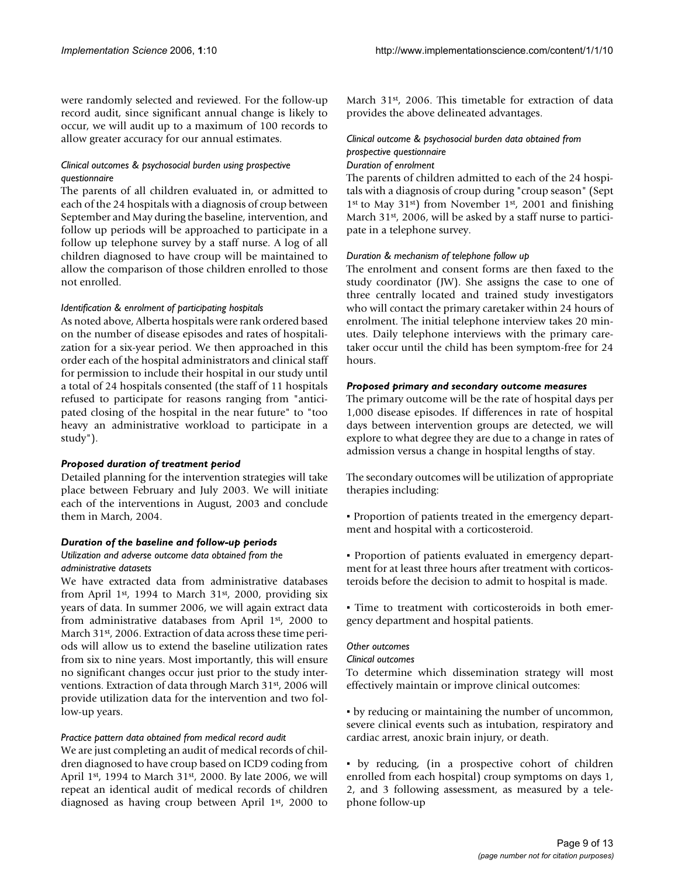were randomly selected and reviewed. For the follow-up record audit, since significant annual change is likely to occur, we will audit up to a maximum of 100 records to allow greater accuracy for our annual estimates.

*Clinical outcomes & psychosocial burden using prospective questionnaire*

The parents of all children evaluated in, or admitted to each of the 24 hospitals with a diagnosis of croup between September and May during the baseline, intervention, and follow up periods will be approached to participate in a follow up telephone survey by a staff nurse. A log of all children diagnosed to have croup will be maintained to allow the comparison of those children enrolled to those not enrolled.

*Identification & enrolment of participating hospitals*

As noted above, Alberta hospitals were rank ordered based on the number of disease episodes and rates of hospitalization for a six-year period. We then approached in this order each of the hospital administrators and clinical staff for permission to include their hospital in our study until a total of 24 hospitals consented (the staff of 11 hospitals refused to participate for reasons ranging from "anticipated closing of the hospital in the near future" to "too heavy an administrative workload to participate in a study").

### *Proposed duration of treatment period*

Detailed planning for the intervention strategies will take place between February and July 2003. We will initiate each of the interventions in August, 2003 and conclude them in March, 2004.

### *Duration of the baseline and follow-up periods*

*Utilization and adverse outcome data obtained from the administrative datasets*

We have extracted data from administrative databases from April 1st, 1994 to March 31st, 2000, providing six years of data. In summer 2006, we will again extract data from administrative databases from April 1st, 2000 to March 31st, 2006. Extraction of data across these time periods will allow us to extend the baseline utilization rates from six to nine years. Most importantly, this will ensure no significant changes occur just prior to the study interventions. Extraction of data through March 31st, 2006 will provide utilization data for the intervention and two follow-up years.

*Practice pattern data obtained from medical record audit*

We are just completing an audit of medical records of children diagnosed to have croup based on ICD9 coding from April 1st, 1994 to March 31st, 2000. By late 2006, we will repeat an identical audit of medical records of children diagnosed as having croup between April 1st, 2000 to March 31st, 2006. This timetable for extraction of data provides the above delineated advantages.

*Clinical outcome & psychosocial burden data obtained from prospective questionnaire*

*Duration of enrolment*

The parents of children admitted to each of the 24 hospitals with a diagnosis of croup during "croup season" (Sept 1st to May 31st) from November 1st, 2001 and finishing March 31st, 2006, will be asked by a staff nurse to participate in a telephone survey.

*Duration & mechanism of telephone follow up*

The enrolment and consent forms are then faxed to the study coordinator (JW). She assigns the case to one of three centrally located and trained study investigators who will contact the primary caretaker within 24 hours of enrolment. The initial telephone interview takes 20 minutes. Daily telephone interviews with the primary caretaker occur until the child has been symptom-free for 24 hours.

### *Proposed primary and secondary outcome measures*

The primary outcome will be the rate of hospital days per 1,000 disease episodes. If differences in rate of hospital days between intervention groups are detected, we will explore to what degree they are due to a change in rates of admission versus a change in hospital lengths of stay.

The secondary outcomes will be utilization of appropriate therapies including:

- Proportion of patients treated in the emergency department and hospital with a corticosteroid.
- Proportion of patients evaluated in emergency department for at least three hours after treatment with corticosteroids before the decision to admit to hospital is made.
- Time to treatment with corticosteroids in both emergency department and hospital patients.

*Other outcomes*

*Clinical outcomes*

To determine which dissemination strategy will most effectively maintain or improve clinical outcomes:

- by reducing or maintaining the number of uncommon, severe clinical events such as intubation, respiratory and cardiac arrest, anoxic brain injury, or death.
- by reducing, (in a prospective cohort of children enrolled from each hospital) croup symptoms on days 1, 2, and 3 following assessment, as measured by a telephone follow-up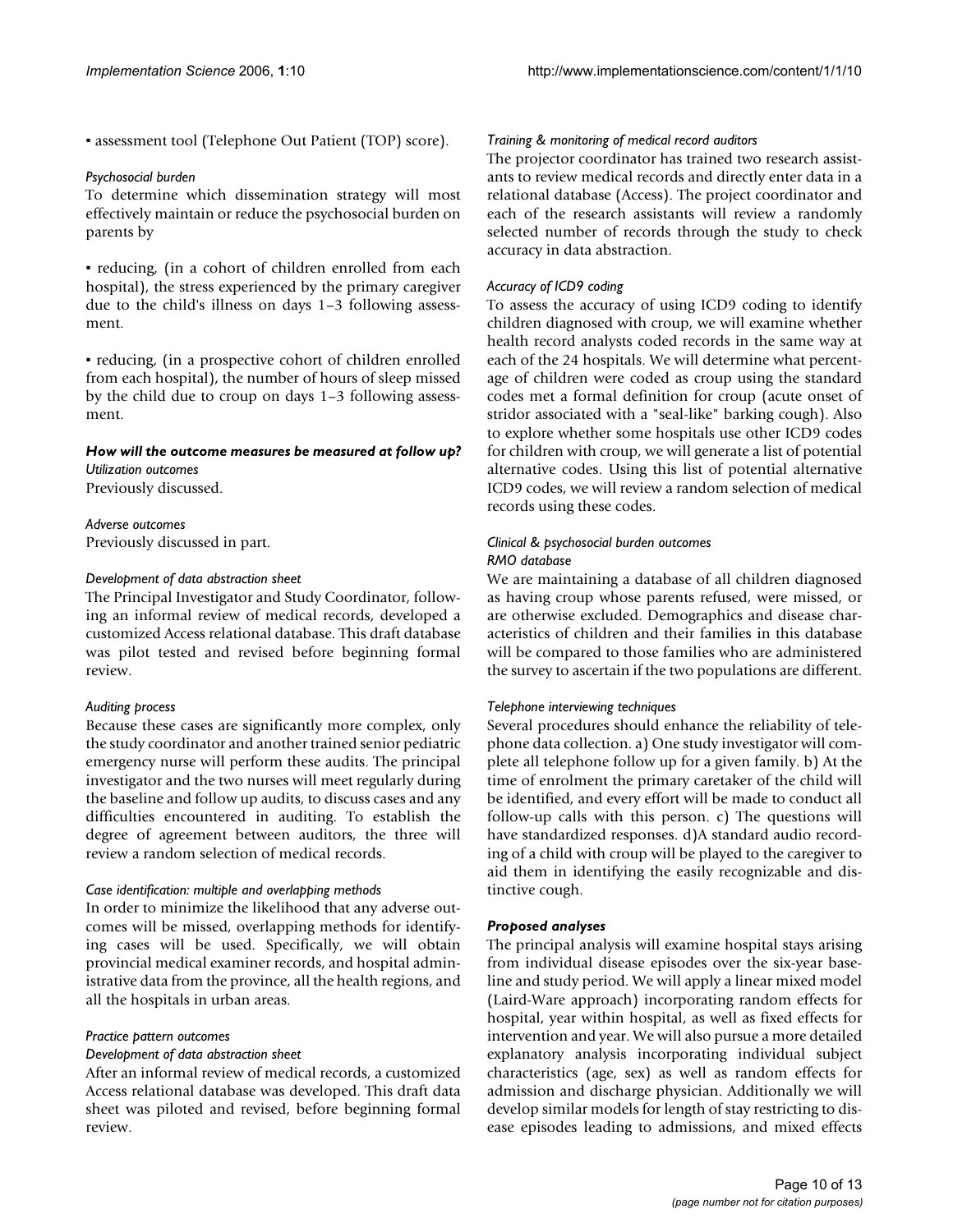- assessment tool (Telephone Out Patient (TOP) score).

*Psychosocial burden*

To determine which dissemination strategy will most effectively maintain or reduce the psychosocial burden on parents by

- reducing, (in a cohort of children enrolled from each hospital), the stress experienced by the primary caregiver due to the child's illness on days 1–3 following assessment.

- reducing, (in a prospective cohort of children enrolled from each hospital), the number of hours of sleep missed by the child due to croup on days 1–3 following assessment.

### *How will the outcome measures be measured at follow up?*

*Utilization outcomes*

Previously discussed.

*Adverse outcomes*

Previously discussed in part.

*Development of data abstraction sheet*

The Principal Investigator and Study Coordinator, following an informal review of medical records, developed a customized Access relational database. This draft database was pilot tested and revised before beginning formal review.

*Auditing process*

Because these cases are significantly more complex, only the study coordinator and another trained senior pediatric emergency nurse will perform these audits. The principal investigator and the two nurses will meet regularly during the baseline and follow up audits, to discuss cases and any difficulties encountered in auditing. To establish the degree of agreement between auditors, the three will review a random selection of medical records.

*Case identification: multiple and overlapping methods*

In order to minimize the likelihood that any adverse outcomes will be missed, overlapping methods for identifying cases will be used. Specifically, we will obtain provincial medical examiner records, and hospital administrative data from the province, all the health regions, and all the hospitals in urban areas.

*Practice pattern outcomes*

*Development of data abstraction sheet*

After an informal review of medical records, a customized Access relational database was developed. This draft data sheet was piloted and revised, before beginning formal review.

*Training & monitoring of medical record auditors*

The projector coordinator has trained two research assistants to review medical records and directly enter data in a relational database (Access). The project coordinator and each of the research assistants will review a randomly selected number of records through the study to check accuracy in data abstraction.

*Accuracy of ICD9 coding*

To assess the accuracy of using ICD9 coding to identify children diagnosed with croup, we will examine whether health record analysts coded records in the same way at each of the 24 hospitals. We will determine what percentage of children were coded as croup using the standard codes met a formal definition for croup (acute onset of stridor associated with a "seal-like" barking cough). Also to explore whether some hospitals use other ICD9 codes for children with croup, we will generate a list of potential alternative codes. Using this list of potential alternative ICD9 codes, we will review a random selection of medical records using these codes.

*Clinical & psychosocial burden outcomes*

*RMO database*

We are maintaining a database of all children diagnosed as having croup whose parents refused, were missed, or are otherwise excluded. Demographics and disease characteristics of children and their families in this database will be compared to those families who are administered the survey to ascertain if the two populations are different.

*Telephone interviewing techniques*

Several procedures should enhance the reliability of telephone data collection. a) One study investigator will complete all telephone follow up for a given family. b) At the time of enrolment the primary caretaker of the child will be identified, and every effort will be made to conduct all follow-up calls with this person. c) The questions will have standardized responses. d)A standard audio recording of a child with croup will be played to the caregiver to aid them in identifying the easily recognizable and distinctive cough.

### *Proposed analyses*

The principal analysis will examine hospital stays arising from individual disease episodes over the six-year baseline and study period. We will apply a linear mixed model (Laird-Ware approach) incorporating random effects for hospital, year within hospital, as well as fixed effects for intervention and year. We will also pursue a more detailed explanatory analysis incorporating individual subject characteristics (age, sex) as well as random effects for admission and discharge physician. Additionally we will develop similar models for length of stay restricting to disease episodes leading to admissions, and mixed effects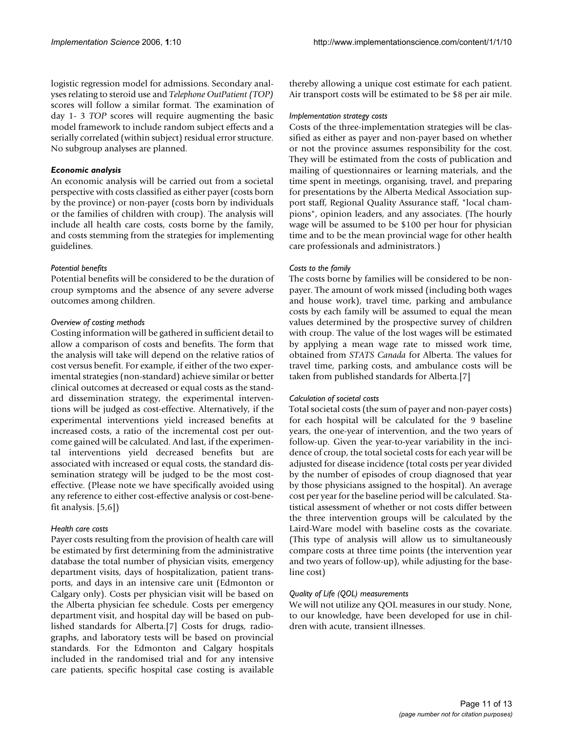logistic regression model for admissions. Secondary analyses relating to steroid use and *Telephone OutPatient (TOP)* scores will follow a similar format. The examination of day 1- 3 *TOP* scores will require augmenting the basic model framework to include random subject effects and a serially correlated (within subject) residual error structure. No subgroup analyses are planned.

### *Economic analysis*

An economic analysis will be carried out from a societal perspective with costs classified as either payer (costs born by the province) or non-payer (costs born by individuals or the families of children with croup). The analysis will include all health care costs, costs borne by the family, and costs stemming from the strategies for implementing guidelines.

#### *Potential benefits*

Potential benefits will be considered to be the duration of croup symptoms and the absence of any severe adverse outcomes among children.

#### *Overview of costing methods*

Costing information will be gathered in sufficient detail to allow a comparison of costs and benefits. The form that the analysis will take will depend on the relative ratios of cost versus benefit. For example, if either of the two experimental strategies (non-standard) achieve similar or better clinical outcomes at decreased or equal costs as the standard dissemination strategy, the experimental interventions will be judged as cost-effective. Alternatively, if the experimental interventions yield increased benefits at increased costs, a ratio of the incremental cost per outcome gained will be calculated. And last, if the experimental interventions yield decreased benefits but are associated with increased or equal costs, the standard dissemination strategy will be judged to be the most cost-effective. (Please note we have specifically avoided using any reference to either cost-effective analysis or cost-benefit analysis. [5,6])

#### *Health care costs*

Payer costs resulting from the provision of health care will be estimated by first determining from the administrative database the total number of physician visits, emergency department visits, days of hospitalization, patient transports, and days in an intensive care unit (Edmonton or Calgary only). Costs per physician visit will be based on the Alberta physician fee schedule. Costs per emergency department visit, and hospital day will be based on published standards for Alberta.[7] Costs for drugs, radiographs, and laboratory tests will be based on provincial standards. For the Edmonton and Calgary hospitals included in the randomised trial and for any intensive care patients, specific hospital case costing is available thereby allowing a unique cost estimate for each patient. Air transport costs will be estimated to be $8 per air mile.

#### *Implementation strategy costs*

Costs of the three-implementation strategies will be classified as either as payer and non-payer based on whether or not the province assumes responsibility for the cost. They will be estimated from the costs of publication and mailing of questionnaires or learning materials, and the time spent in meetings, organising, travel, and preparing for presentations by the Alberta Medical Association support staff, Regional Quality Assurance staff, "local champions", opinion leaders, and any associates. (The hourly wage will be assumed to be $100 per hour for physician time and to be the mean provincial wage for other health care professionals and administrators.)

#### *Costs to the family*

The costs borne by families will be considered to be non-payer. The amount of work missed (including both wages and house work), travel time, parking and ambulance costs by each family will be assumed to equal the mean values determined by the prospective survey of children with croup. The value of the lost wages will be estimated by applying a mean wage rate to missed work time, obtained from *STATS Canada* for Alberta. The values for travel time, parking costs, and ambulance costs will be taken from published standards for Alberta.[7]

#### *Calculation of societal costs*

Total societal costs (the sum of payer and non-payer costs) for each hospital will be calculated for the 9 baseline years, the one-year of intervention, and the two years of follow-up. Given the year-to-year variability in the incidence of croup, the total societal costs for each year will be adjusted for disease incidence (total costs per year divided by the number of episodes of croup diagnosed that year by those physicians assigned to the hospital). An average cost per year for the baseline period will be calculated. Statistical assessment of whether or not costs differ between the three intervention groups will be calculated by the Laird-Ware model with baseline costs as the covariate. (This type of analysis will allow us to simultaneously compare costs at three time points (the intervention year and two years of follow-up), while adjusting for the baseline cost)

#### *Quality of Life (QOL) measurements*

We will not utilize any QOL measures in our study. None, to our knowledge, have been developed for use in children with acute, transient illnesses.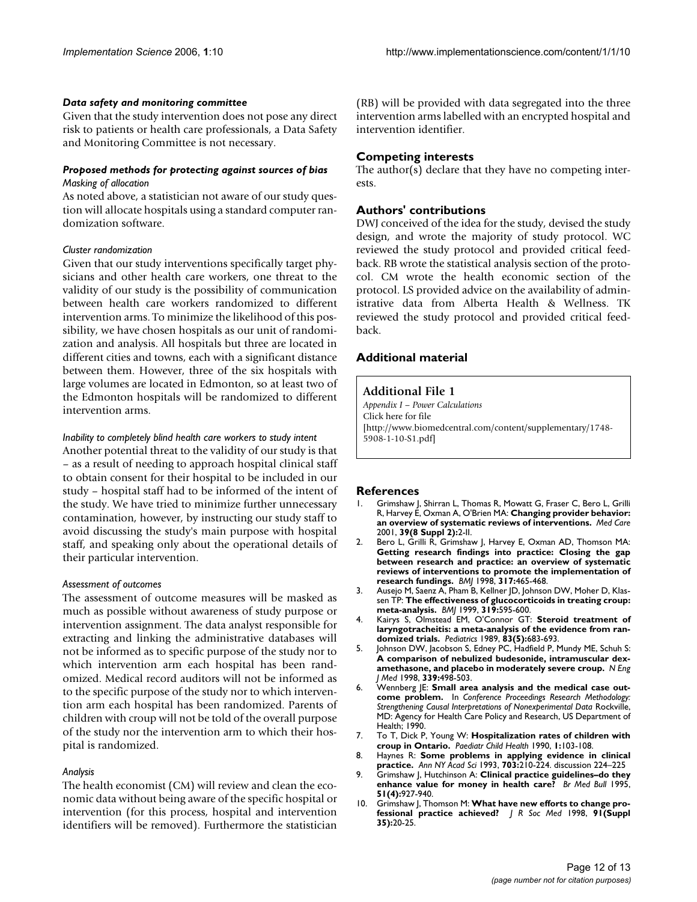#### *Data safety and monitoring committee*

Given that the study intervention does not pose any direct risk to patients or health care professionals, a Data Safety and Monitoring Committee is not necessary.

#### *Proposed methods for protecting against sources of bias*

*Masking of allocation*

As noted above, a statistician not aware of our study question will allocate hospitals using a standard computer randomization software.

*Cluster randomization*

Given that our study interventions specifically target physicians and other health care workers, one threat to the validity of our study is the possibility of communication between health care workers randomized to different intervention arms. To minimize the likelihood of this possibility, we have chosen hospitals as our unit of randomization and analysis. All hospitals but three are located in different cities and towns, each with a significant distance between them. However, three of the six hospitals with large volumes are located in Edmonton, so at least two of the Edmonton hospitals will be randomized to different intervention arms.

*Inability to completely blind health care workers to study intent*

Another potential threat to the validity of our study is that – as a result of needing to approach hospital clinical staff to obtain consent for their hospital to be included in our study – hospital staff had to be informed of the intent of the study. We have tried to minimize further unnecessary contamination, however, by instructing our study staff to avoid discussing the study's main purpose with hospital staff, and speaking only about the operational details of their particular intervention.

*Assessment of outcomes*

The assessment of outcome measures will be masked as much as possible without awareness of study purpose or intervention assignment. The data analyst responsible for extracting and linking the administrative databases will not be informed as to specific purpose of the study nor to which intervention arm each hospital has been randomized. Medical record auditors will not be informed as to the specific purpose of the study nor to which intervention arm each hospital has been randomized. Parents of children with croup will not be told of the overall purpose of the study nor the intervention arm to which their hospital is randomized.

*Analysis*

The health economist (CM) will review and clean the economic data without being aware of the specific hospital or intervention (for this process, hospital and intervention identifiers will be removed). Furthermore the statistician (RB) will be provided with data segregated into the three intervention arms labelled with an encrypted hospital and intervention identifier.

## Competing interests

The author(s) declare that they have no competing interests.

## Authors' contributions

DWJ conceived of the idea for the study, devised the study design, and wrote the majority of study protocol. WC reviewed the study protocol and provided critical feedback. RB wrote the statistical analysis section of the protocol. CM wrote the health economic section of the protocol. LS provided advice on the availability of administrative data from Alberta Health & Wellness. TK reviewed the study protocol and provided critical feedback.

## Additional material

**Additional File 1**

*Appendix I – Power Calculations*

Click here for file

[http://www.biomedcentral.com/content/supplementary/1748-5908-1-10-S1.pdf]

## References

1. Grimshaw J, Shirran L, Thomas R, Mowatt G, Fraser C, Bero L, Grilli R, Harvey E, Oxman A, O'Brien MA: **Changing provider behavior: an overview of systematic reviews of interventions.** *Med Care* 2001, **39(8 Suppl 2):**2-II.
2. Bero L, Grilli R, Grimshaw J, Harvey E, Oxman AD, Thomson MA: **Getting research findings into practice: Closing the gap between research and practice: an overview of systematic reviews of interventions to promote the implementation of research fundings.** *BMJ* 1998, **317:**465-468.
3. Ausejo M, Saenz A, Pham B, Kellner JD, Johnson DW, Moher D, Klassen TP: **The effectiveness of glucocorticoids in treating croup: meta-analysis.** *BMJ* 1999, **319:**595-600.
4. Kairys S, Olmstead EM, O'Connor GT: **Steroid treatment of laryngotracheitis: a meta-analysis of the evidence from randomized trials.** *Pediatrics* 1989, **83(5):**683-693.
5. Johnson DW, Jacobson S, Edney PC, Hadfield P, Mundy ME, Schuh S: **A comparison of nebulized budesonide, intramuscular dexamethasone, and placebo in moderately severe croup.** *N Eng J Med* 1998, **339:**498-503.
6. Wennberg JE: **Small area analysis and the medical case outcome problem.** In *Conference Proceedings Research Methodology: Strengthening Causal Interpretations of Nonexperimental Data* Rockville, MD: Agency for Health Care Policy and Research, US Department of Health; 1990.
7. To T, Dick P, Young W: **Hospitalization rates of children with croup in Ontario.** *Paediatr Child Health* 1990, **1:**103-108.
8. Haynes R: **Some problems in applying evidence in clinical practice.** *Ann NY Acad Sci* 1993, **703:**210-224. discussion 224–225
9. Grimshaw J, Hutchinson A: **Clinical practice guidelines–do they enhance value for money in health care?** *Br Med Bull* 1995, **51(4):**927-940.
10. Grimshaw J, Thomson M: **What have new efforts to change professional practice achieved?** *J R Soc Med* 1998, **91(Suppl 35):**20-25.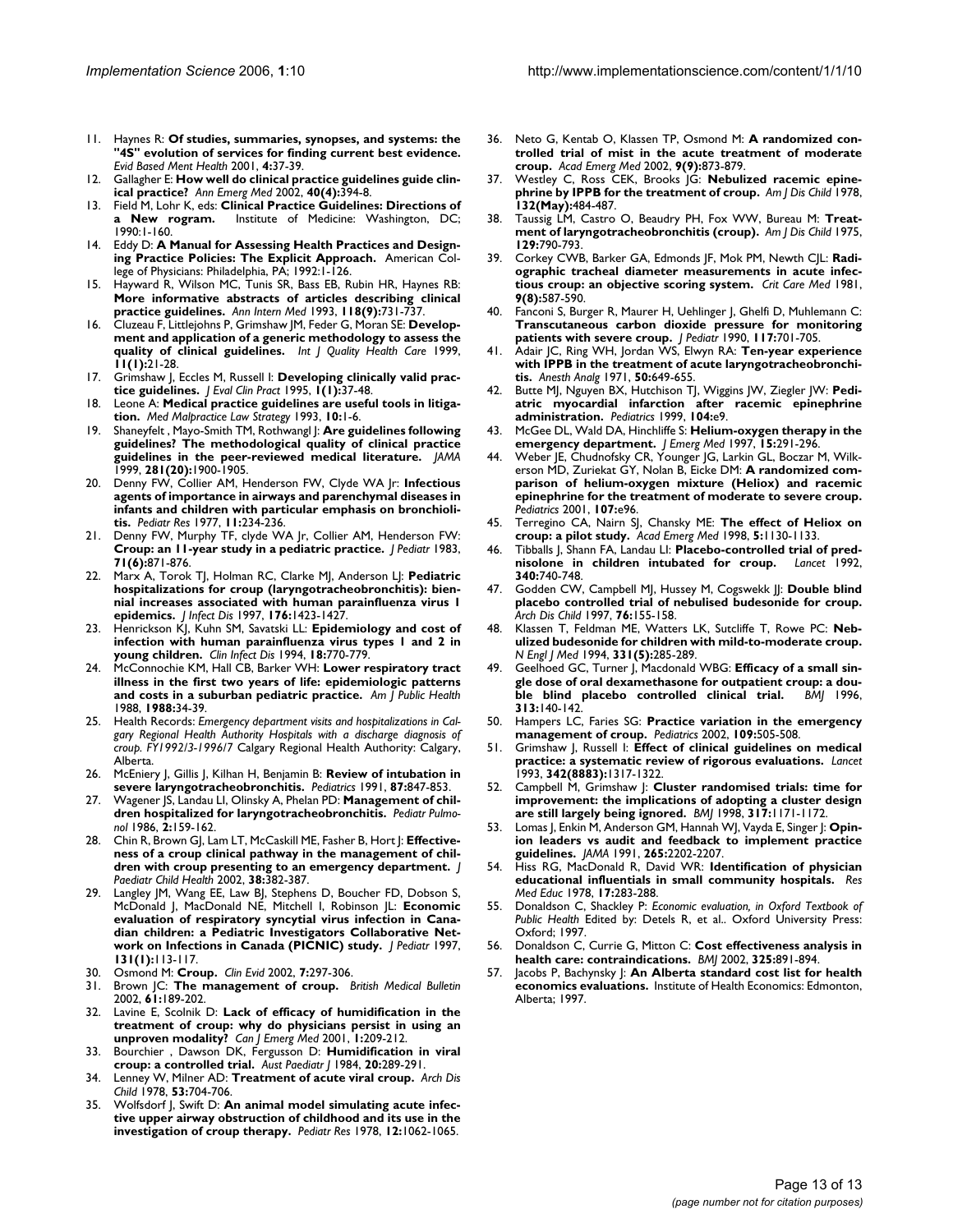11. Haynes R: **Of studies, summaries, synopses, and systems: the "4S" evolution of services for finding current best evidence.** *Evid Based Ment Health* 2001, **4:**37-39.
12. Gallagher E: **How well do clinical practice guidelines guide clinical practice?** *Ann Emerg Med* 2002, **40(4):**394-8.
13. Field M, Lohr K, eds: **Clinical Practice Guidelines: Directions of a New rogram.** Institute of Medicine: Washington, DC; 1990:1-160.
14. Eddy D: **A Manual for Assessing Health Practices and Designing Practice Policies: The Explicit Approach.** American College of Physicians: Philadelphia, PA; 1992:1-126.
15. Hayward R, Wilson MC, Tunis SR, Bass EB, Rubin HR, Haynes RB: **More informative abstracts of articles describing clinical practice guidelines.** *Ann Intern Med* 1993, **118(9):**731-737.
16. Cluzeau F, Littlejohns P, Grimshaw JM, Feder G, Moran SE: **Development and application of a generic methodology to assess the quality of clinical guidelines.** *Int J Quality Health Care* 1999, **11(1):**21-28.
17. Grimshaw J, Eccles M, Russell I: **Developing clinically valid practice guidelines.** *J Eval Clin Pract* 1995, **1(1):**37-48.
18. Leone A: **Medical practice guidelines are useful tools in litigation.** *Med Malpractice Law Strategy* 1993, **10:**1-6.
19. Shaneyfelt , Mayo-Smith TM, Rothwangl J: **Are guidelines following guidelines? The methodological quality of clinical practice guidelines in the peer-reviewed medical literature.** *JAMA* 1999, **281(20):**1900-1905.
20. Denny FW, Collier AM, Henderson FW, Clyde WA Jr: **Infectious agents of importance in airways and parenchymal diseases in infants and children with particular emphasis on bronchiolitis.** *Pediatr Res* 1977, **11:**234-236.
21. Denny FW, Murphy TF, clyde WA Jr, Collier AM, Henderson FW: **Croup: an 11-year study in a pediatric practice.** *J Pediatr* 1983, **71(6):**871-876.
22. Marx A, Torok TJ, Holman RC, Clarke MJ, Anderson LJ: **Pediatric hospitalizations for croup (laryngotracheobronchitis): biennial increases associated with human parainfluenza virus 1 epidemics.** *J Infect Dis* 1997, **176:**1423-1427.
23. Henrickson KJ, Kuhn SM, Savatski LL: **Epidemiology and cost of infection with human parainfluenza virus types 1 and 2 in young children.** *Clin Infect Dis* 1994, **18:**770-779.
24. McConnochie KM, Hall CB, Barker WH: **Lower respiratory tract illness in the first two years of life: epidemiologic patterns and costs in a suburban pediatric practice.** *Am J Public Health* 1988, **1988:**34-39.
25. Health Records: *Emergency department visits and hospitalizations in Calgary Regional Health Authority Hospitals with a discharge diagnosis of croup. FY1992/3-1996/7* Calgary Regional Health Authority: Calgary, Alberta.
26. McEniery J, Gillis J, Kilhan H, Benjamin B: **Review of intubation in severe laryngotracheobronchitis.** *Pediatrics* 1991, **87:**847-853.
27. Wagener JS, Landau LI, Olinsky A, Phelan PD: **Management of children hospitalized for laryngotracheobronchitis.** *Pediatr Pulmonol* 1986, **2:**159-162.
28. Chin R, Brown GJ, Lam LT, McCaskill ME, Fasher B, Hort J: **Effectiveness of a croup clinical pathway in the management of children with croup presenting to an emergency department.** *J Paediatr Child Health* 2002, **38:**382-387.
29. Langley JM, Wang EE, Law BJ, Stephens D, Boucher FD, Dobson S, McDonald J, MacDonald NE, Mitchell I, Robinson JL: **Economic evaluation of respiratory syncytial virus infection in Canadian children: a Pediatric Investigators Collaborative Network on Infections in Canada (PICNIC) study.** *J Pediatr* 1997, **131(1):**113-117.
30. Osmond M: **Croup.** *Clin Evid* 2002, **7:**297-306.
31. Brown JC: **The management of croup.** *British Medical Bulletin* 2002, **61:**189-202.
32. Lavine E, Scolnik D: **Lack of efficacy of humidification in the treatment of croup: why do physicians persist in using an unproven modality?** *Can J Emerg Med* 2001, **1:**209-212.
33. Bourchier , Dawson DK, Fergusson D: **Humidification in viral croup: a controlled trial.** *Aust Paediatr J* 1984, **20:**289-291.
34. Lenney W, Milner AD: **Treatment of acute viral croup.** *Arch Dis Child* 1978, **53:**704-706.
35. Wolfsdorf J, Swift D: **An animal model simulating acute infective upper airway obstruction of childhood and its use in the investigation of croup therapy.** *Pediatr Res* 1978, **12:**1062-1065.
36. Neto G, Kentab O, Klassen TP, Osmond M: **A randomized controlled trial of mist in the acute treatment of moderate croup.** *Acad Emerg Med* 2002, **9(9):**873-879.
37. Westley C, Ross CEK, Brooks JG: **Nebulized racemic epinephrine by IPPB for the treatment of croup.** *Am J Dis Child* 1978, **132(May):**484-487.
38. Taussig LM, Castro O, Beaudry PH, Fox WW, Bureau M: **Treatment of laryngotracheobronchitis (croup).** *Am J Dis Child* 1975, **129:**790-793.
39. Corkey CWB, Barker GA, Edmonds JF, Mok PM, Newth CJL: **Radiographic tracheal diameter measurements in acute infectious croup: an objective scoring system.** *Crit Care Med* 1981, **9(8):**587-590.
40. Fanconi S, Burger R, Maurer H, Uehlinger J, Ghelfi D, Muhlemann C: **Transcutaneous carbon dioxide pressure for monitoring patients with severe croup.** *J Pediatr* 1990, **117:**701-705.
41. Adair JC, Ring WH, Jordan WS, Elwyn RA: **Ten-year experience with IPPB in the treatment of acute laryngotracheobronchitis.** *Anesth Analg* 1971, **50:**649-655.
42. Butte MJ, Nguyen BX, Hutchison TJ, Wiggins JW, Ziegler JW: **Pediatric myocardial infarction after racemic epinephrine administration.** *Pediatrics* 1999, **104:**e9.
43. McGee DL, Wald DA, Hinchliffe S: **Helium-oxygen therapy in the emergency department.** *J Emerg Med* 1997, **15:**291-296.
44. Weber JE, Chudnofsky CR, Younger JG, Larkin GL, Boczar M, Wilkerson MD, Zuriekat GY, Nolan B, Eicke DM: **A randomized comparison of helium-oxygen mixture (Heliox) and racemic epinephrine for the treatment of moderate to severe croup.** *Pediatrics* 2001, **107:**e96.
45. Terregino CA, Nairn SJ, Chansky ME: **The effect of Heliox on croup: a pilot study.** *Acad Emerg Med* 1998, **5:**1130-1133.
46. Tibballs J, Shann FA, Landau LI: **Placebo-controlled trial of prednisolone in children intubated for croup.** *Lancet* 1992, **340:**740-748.
47. Godden CW, Campbell MJ, Hussey M, Cogswekk JJ: **Double blind placebo controlled trial of nebulised budesonide for croup.** *Arch Dis Child* 1997, **76:**155-158.
48. Klassen T, Feldman ME, Watters LK, Sutcliffe T, Rowe PC: **Nebulized budesonide for children with mild-to-moderate croup.** *N Engl J Med* 1994, **331(5):**285-289.
49. Geelhoed GC, Turner J, Macdonald WBG: **Efficacy of a small single dose of oral dexamethasone for outpatient croup: a double blind placebo controlled clinical trial.** *BMJ* 1996, **313:**140-142.
50. Hampers LC, Faries SG: **Practice variation in the emergency management of croup.** *Pediatrics* 2002, **109:**505-508.
51. Grimshaw J, Russell I: **Effect of clinical guidelines on medical practice: a systematic review of rigorous evaluations.** *Lancet* 1993, **342(8883):**1317-1322.
52. Campbell M, Grimshaw J: **Cluster randomised trials: time for improvement: the implications of adopting a cluster design are still largely being ignored.** *BMJ* 1998, **317:**1171-1172.
53. Lomas J, Enkin M, Anderson GM, Hannah WJ, Vayda E, Singer J: **Opinion leaders vs audit and feedback to implement practice guidelines.** *JAMA* 1991, **265:**2202-2207.
54. Hiss RG, MacDonald R, David WR: **Identification of physician educational influentials in small community hospitals.** *Res Med Educ* 1978, **17:**283-288.
55. Donaldson C, Shackley P: *Economic evaluation, in Oxford Textbook of Public Health* Edited by: Detels R, et al.. Oxford University Press: Oxford; 1997.
56. Donaldson C, Currie G, Mitton C: **Cost effectiveness analysis in health care: contraindications.** *BMJ* 2002, **325:**891-894.
57. Jacobs P, Bachynsky J: **An Alberta standard cost list for health economics evaluations.** Institute of Health Economics: Edmonton, Alberta; 1997.